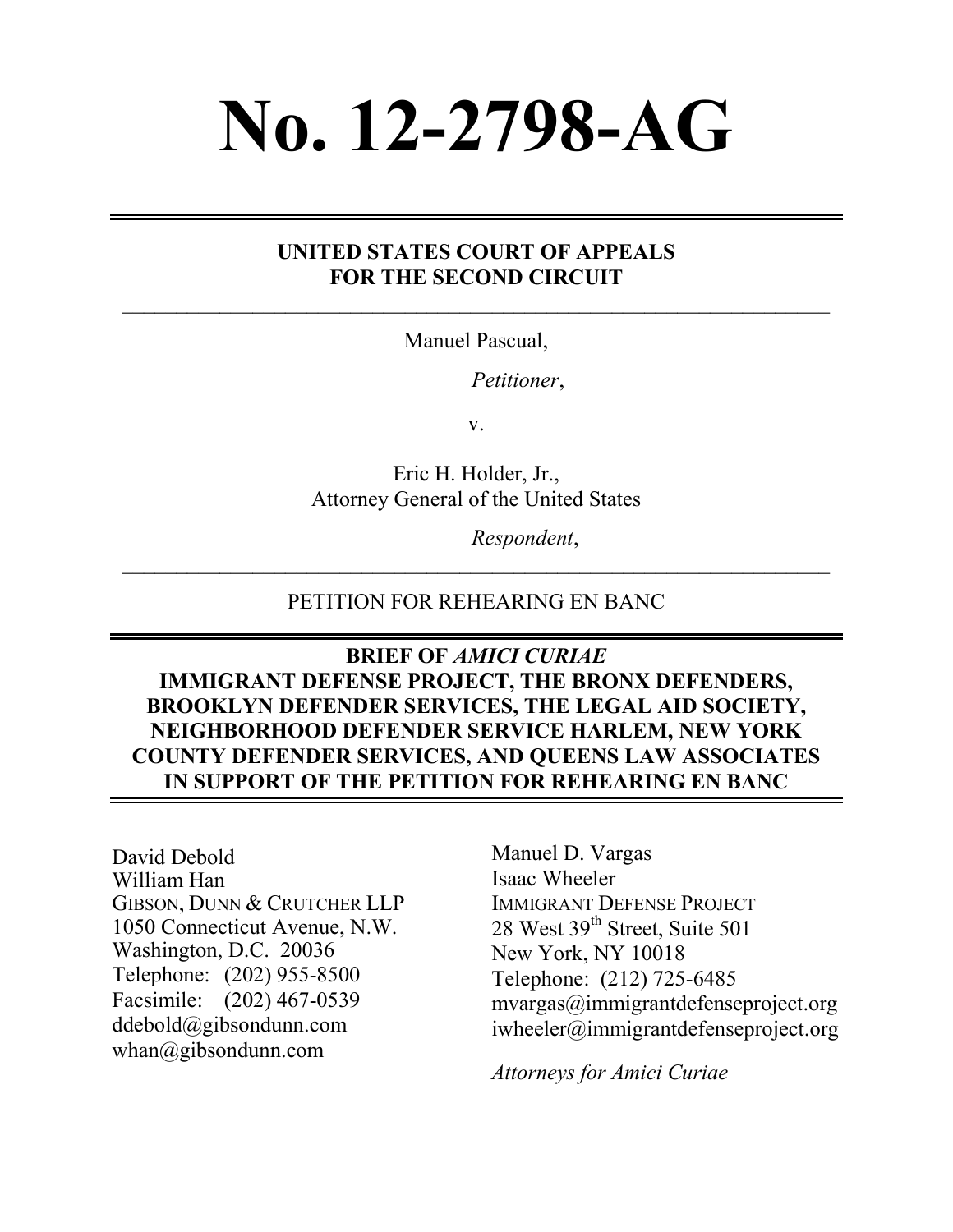# No. 12-2798-AG

---

**UNITED STATES COURT OF APPEALS**
**FOR THE SECOND CIRCUIT**

---

Manuel Pascual,

*Petitioner*,

v.

Eric H. Holder, Jr.,
Attorney General of the United States

*Respondent*,

---

PETITION FOR REHEARING EN BANC

---

**BRIEF OF *AMICI CURIAE***
**IMMIGRANT DEFENSE PROJECT, THE BRONX DEFENDERS, BROOKLYN DEFENDER SERVICES, THE LEGAL AID SOCIETY, NEIGHBORHOOD DEFENDER SERVICE HARLEM, NEW YORK COUNTY DEFENDER SERVICES, AND QUEENS LAW ASSOCIATES IN SUPPORT OF THE PETITION FOR REHEARING EN BANC**

---

David Debold
William Han
GIBSON, DUNN & CRUTCHER LLP
1050 Connecticut Avenue, N.W.
Washington, D.C. 20036
Telephone: (202) 955-8500
Facsimile: (202) 467-0539
ddebold@gibsondunn.com
whan@gibsondunn.com

Manuel D. Vargas
Isaac Wheeler
IMMIGRANT DEFENSE PROJECT
28 West 39th Street, Suite 501
New York, NY 10018
Telephone: (212) 725-6485
mvargas@immigrantdefenseproject.org
iwheeler@immigrantdefenseproject.org

*Attorneys for Amici Curiae*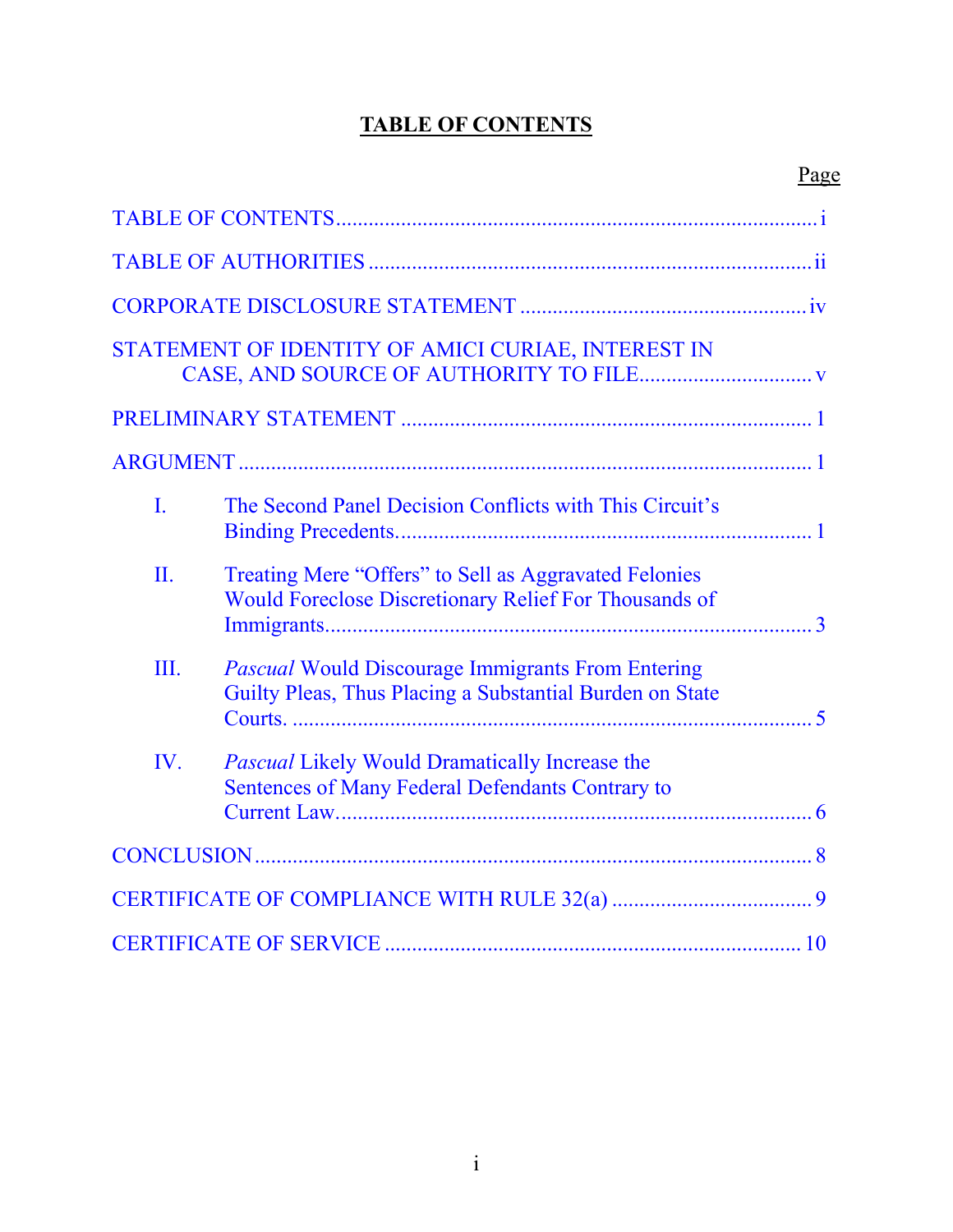# TABLE OF CONTENTS

| | Page |
|---|---|
| TABLE OF CONTENTS | i |
| TABLE OF AUTHORITIES | ii |
| CORPORATE DISCLOSURE STATEMENT | iv |
| STATEMENT OF IDENTITY OF AMICI CURIAE, INTEREST IN CASE, AND SOURCE OF AUTHORITY TO FILE | v |
| PRELIMINARY STATEMENT | 1 |
| ARGUMENT | 1 |
| I. The Second Panel Decision Conflicts with This Circuit's Binding Precedents. | 1 |
| II. Treating Mere "Offers" to Sell as Aggravated Felonies Would Foreclose Discretionary Relief For Thousands of Immigrants. | 3 |
| III. *Pascual* Would Discourage Immigrants From Entering Guilty Pleas, Thus Placing a Substantial Burden on State Courts. | 5 |
| IV. *Pascual* Likely Would Dramatically Increase the Sentences of Many Federal Defendants Contrary to Current Law. | 6 |
| CONCLUSION | 8 |
| CERTIFICATE OF COMPLIANCE WITH RULE 32(a) | 9 |
| CERTIFICATE OF SERVICE | 10 |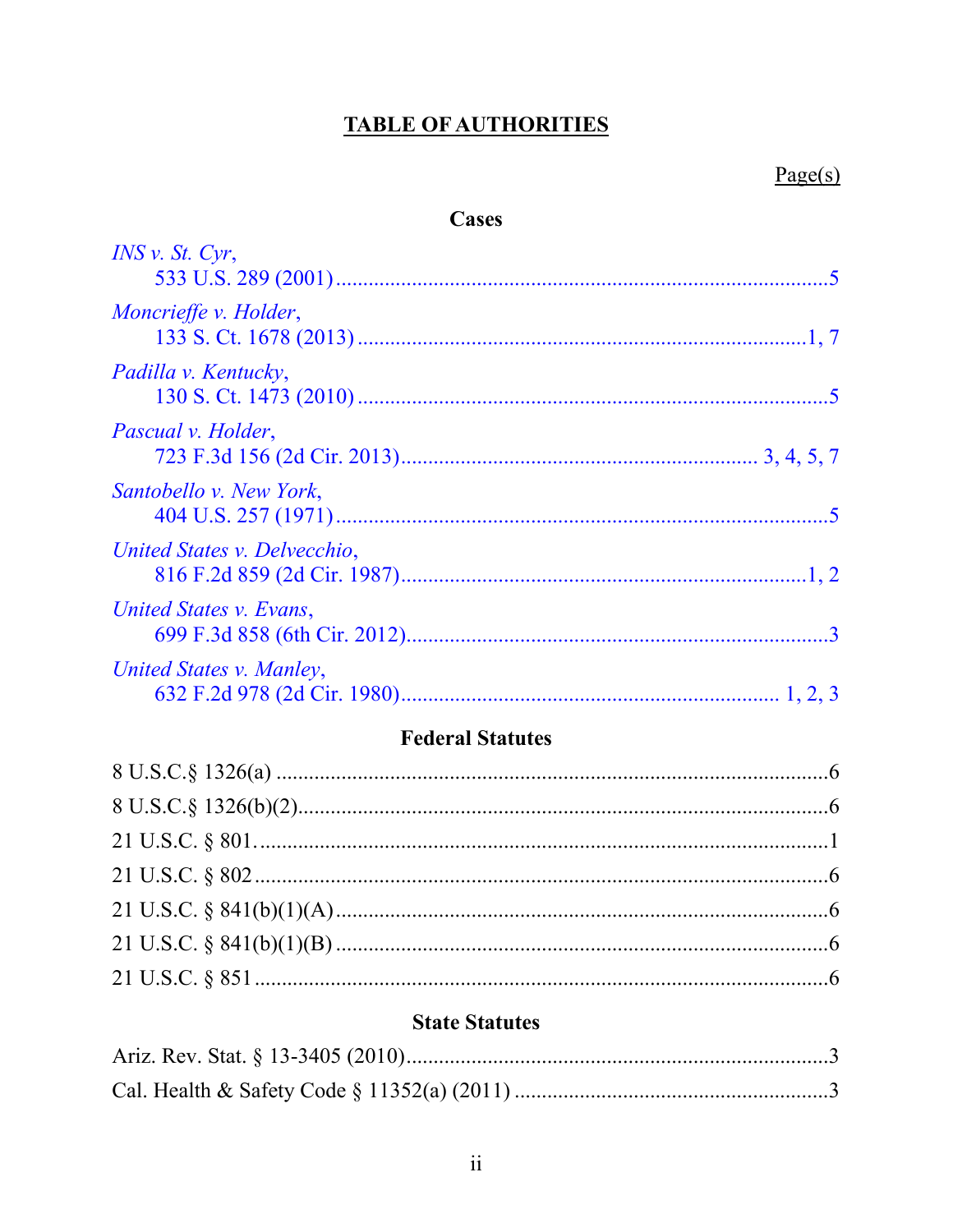# TABLE OF AUTHORITIES

Page(s)

## Cases

*INS v. St. Cyr*,
533 U.S. 289 (2001) .......... 5

*Moncrieffe v. Holder*,
133 S. Ct. 1678 (2013) .......... 1, 7

*Padilla v. Kentucky*,
130 S. Ct. 1473 (2010) .......... 5

*Pascual v. Holder*,
723 F.3d 156 (2d Cir. 2013) .......... 3, 4, 5, 7

*Santobello v. New York*,
404 U.S. 257 (1971) .......... 5

*United States v. Delvecchio*,
816 F.2d 859 (2d Cir. 1987) .......... 1, 2

*United States v. Evans*,
699 F.3d 858 (6th Cir. 2012) .......... 3

*United States v. Manley*,
632 F.2d 978 (2d Cir. 1980) .......... 1, 2, 3

## Federal Statutes

8 U.S.C.§ 1326(a) .......... 6

8 U.S.C.§ 1326(b)(2) .......... 6

21 U.S.C. § 801. .......... 1

21 U.S.C. § 802 .......... 6

21 U.S.C. § 841(b)(1)(A) .......... 6

21 U.S.C. § 841(b)(1)(B) .......... 6

21 U.S.C. § 851 .......... 6

## State Statutes

Ariz. Rev. Stat. § 13-3405 (2010) .......... 3

Cal. Health & Safety Code § 11352(a) (2011) .......... 3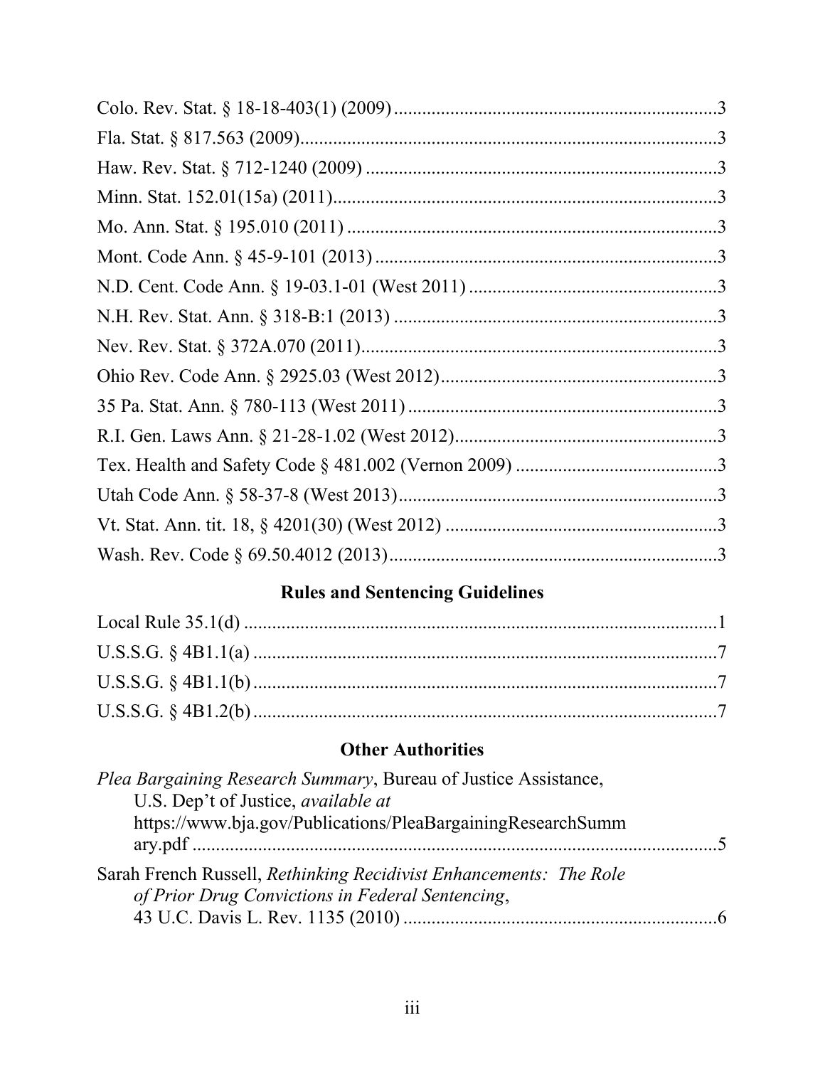Colo. Rev. Stat. § 18-18-403(1) (2009) ....................................................................3

Fla. Stat. § 817.563 (2009)..........................................................................................3

Haw. Rev. Stat. § 712-1240 (2009) ............................................................................3

Minn. Stat. 152.01(15a) (2011)...................................................................................3

Mo. Ann. Stat. § 195.010 (2011) ................................................................................3

Mont. Code Ann. § 45-9-101 (2013) ..........................................................................3

N.D. Cent. Code Ann. § 19-03.1-01 (West 2011) ......................................................3

N.H. Rev. Stat. Ann. § 318-B:1 (2013) ......................................................................3

Nev. Rev. Stat. § 372A.070 (2011).............................................................................3

Ohio Rev. Code Ann. § 2925.03 (West 2012).............................................................3

35 Pa. Stat. Ann. § 780-113 (West 2011) ...................................................................3

R.I. Gen. Laws Ann. § 21-28-1.02 (West 2012)..........................................................3

Tex. Health and Safety Code § 481.002 (Vernon 2009) ............................................3

Utah Code Ann. § 58-37-8 (West 2013).....................................................................3

Vt. Stat. Ann. tit. 18, § 4201(30) (West 2012) ...........................................................3

Wash. Rev. Code § 69.50.4012 (2013).......................................................................3

## Rules and Sentencing Guidelines

Local Rule 35.1(d) .......................................................................................................1

U.S.S.G. § 4B1.1(a) .....................................................................................................7

U.S.S.G. § 4B1.1(b).....................................................................................................7

U.S.S.G. § 4B1.2(b).....................................................................................................7

## Other Authorities

*Plea Bargaining Research Summary*, Bureau of Justice Assistance, U.S. Dep't of Justice, *available at* https://www.bja.gov/Publications/PleaBargainingResearchSummary.pdf ..................................................................................................5

Sarah French Russell, *Rethinking Recidivist Enhancements: The Role of Prior Drug Convictions in Federal Sentencing*, 43 U.C. Davis L. Rev. 1135 (2010) ....................................................................6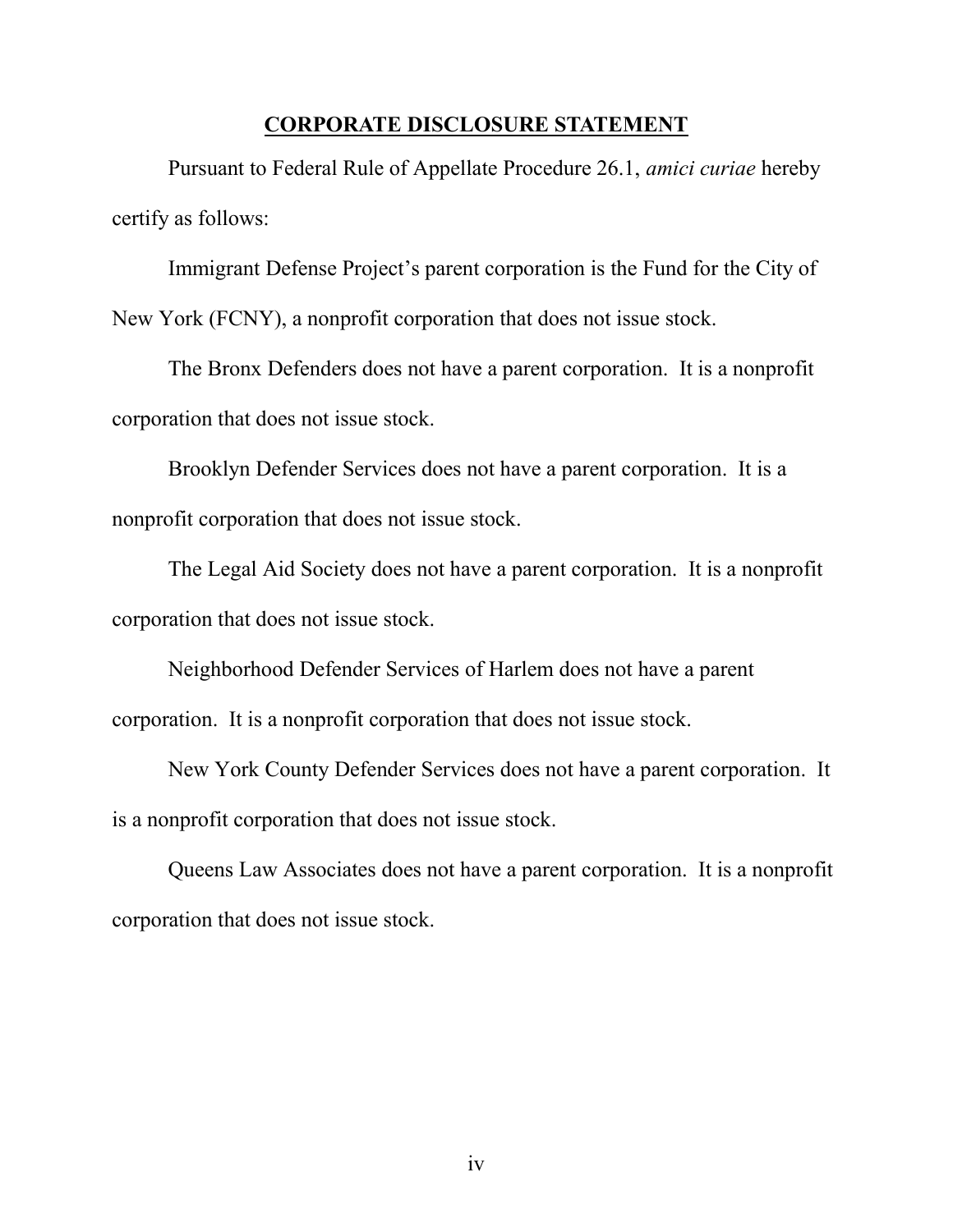## CORPORATE DISCLOSURE STATEMENT

Pursuant to Federal Rule of Appellate Procedure 26.1, *amici curiae* hereby certify as follows:

Immigrant Defense Project's parent corporation is the Fund for the City of New York (FCNY), a nonprofit corporation that does not issue stock.

The Bronx Defenders does not have a parent corporation. It is a nonprofit corporation that does not issue stock.

Brooklyn Defender Services does not have a parent corporation. It is a nonprofit corporation that does not issue stock.

The Legal Aid Society does not have a parent corporation. It is a nonprofit corporation that does not issue stock.

Neighborhood Defender Services of Harlem does not have a parent corporation. It is a nonprofit corporation that does not issue stock.

New York County Defender Services does not have a parent corporation. It is a nonprofit corporation that does not issue stock.

Queens Law Associates does not have a parent corporation. It is a nonprofit corporation that does not issue stock.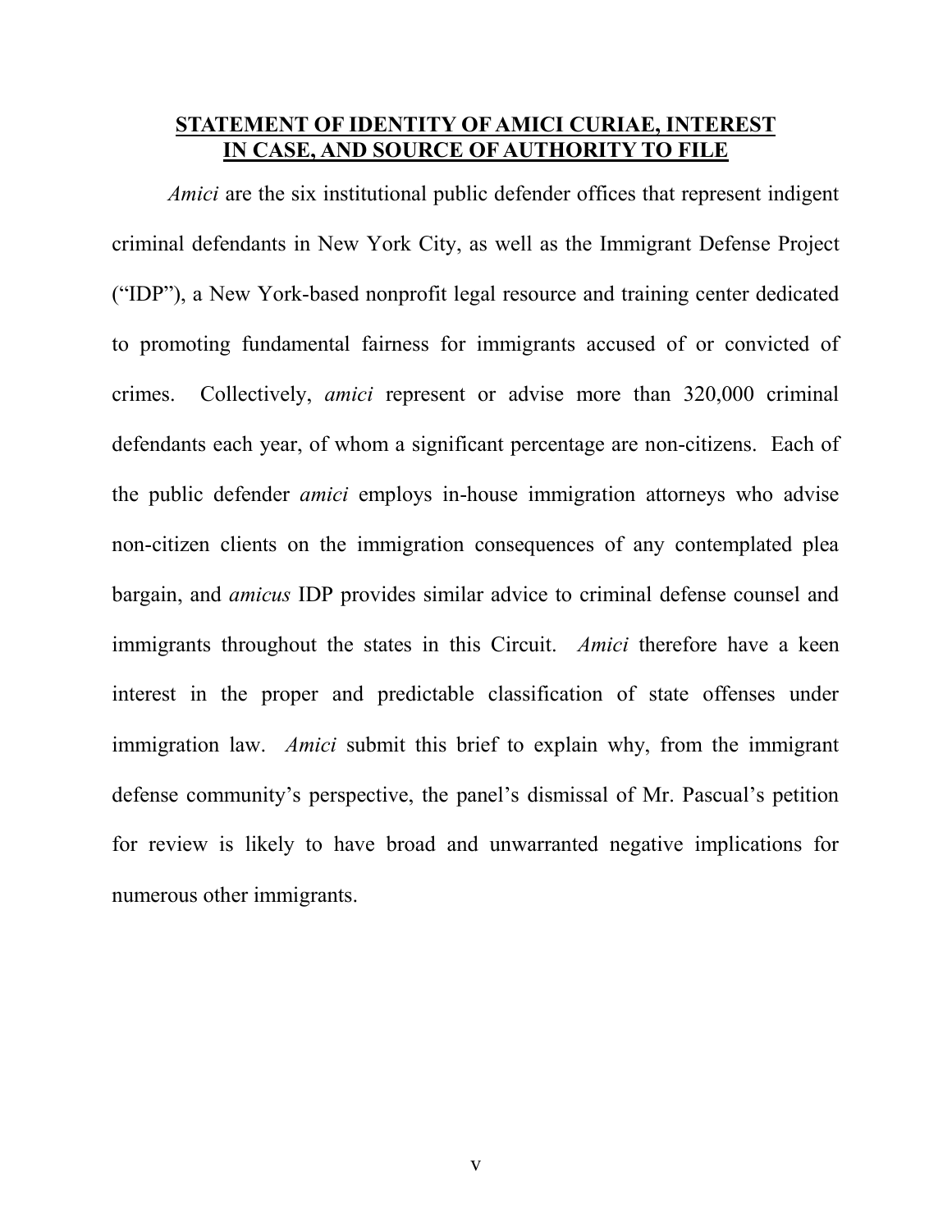## STATEMENT OF IDENTITY OF AMICI CURIAE, INTEREST IN CASE, AND SOURCE OF AUTHORITY TO FILE

*Amici* are the six institutional public defender offices that represent indigent criminal defendants in New York City, as well as the Immigrant Defense Project ("IDP"), a New York-based nonprofit legal resource and training center dedicated to promoting fundamental fairness for immigrants accused of or convicted of crimes. Collectively, *amici* represent or advise more than 320,000 criminal defendants each year, of whom a significant percentage are non-citizens. Each of the public defender *amici* employs in-house immigration attorneys who advise non-citizen clients on the immigration consequences of any contemplated plea bargain, and *amicus* IDP provides similar advice to criminal defense counsel and immigrants throughout the states in this Circuit. *Amici* therefore have a keen interest in the proper and predictable classification of state offenses under immigration law. *Amici* submit this brief to explain why, from the immigrant defense community's perspective, the panel's dismissal of Mr. Pascual's petition for review is likely to have broad and unwarranted negative implications for numerous other immigrants.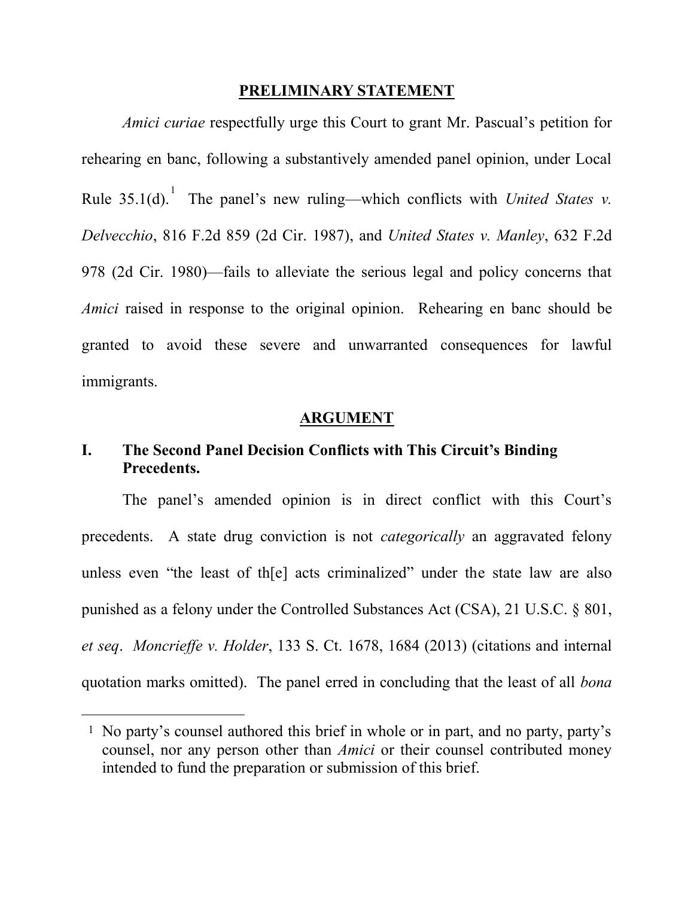## PRELIMINARY STATEMENT

*Amici curiae* respectfully urge this Court to grant Mr. Pascual's petition for rehearing en banc, following a substantively amended panel opinion, under Local Rule 35.1(d).[1] The panel's new ruling—which conflicts with *United States v. Delvecchio*, 816 F.2d 859 (2d Cir. 1987), and *United States v. Manley*, 632 F.2d 978 (2d Cir. 1980)—fails to alleviate the serious legal and policy concerns that *Amici* raised in response to the original opinion. Rehearing en banc should be granted to avoid these severe and unwarranted consequences for lawful immigrants.

## ARGUMENT

### I. The Second Panel Decision Conflicts with This Circuit's Binding Precedents.

The panel's amended opinion is in direct conflict with this Court's precedents. A state drug conviction is not *categorically* an aggravated felony unless even "the least of th[e] acts criminalized" under the state law are also punished as a felony under the Controlled Substances Act (CSA), 21 U.S.C. § 801, *et seq*. *Moncrieffe v. Holder*, 133 S. Ct. 1678, 1684 (2013) (citations and internal quotation marks omitted). The panel erred in concluding that the least of all *bona*

---

[1] No party's counsel authored this brief in whole or in part, and no party, party's counsel, nor any person other than *Amici* or their counsel contributed money intended to fund the preparation or submission of this brief.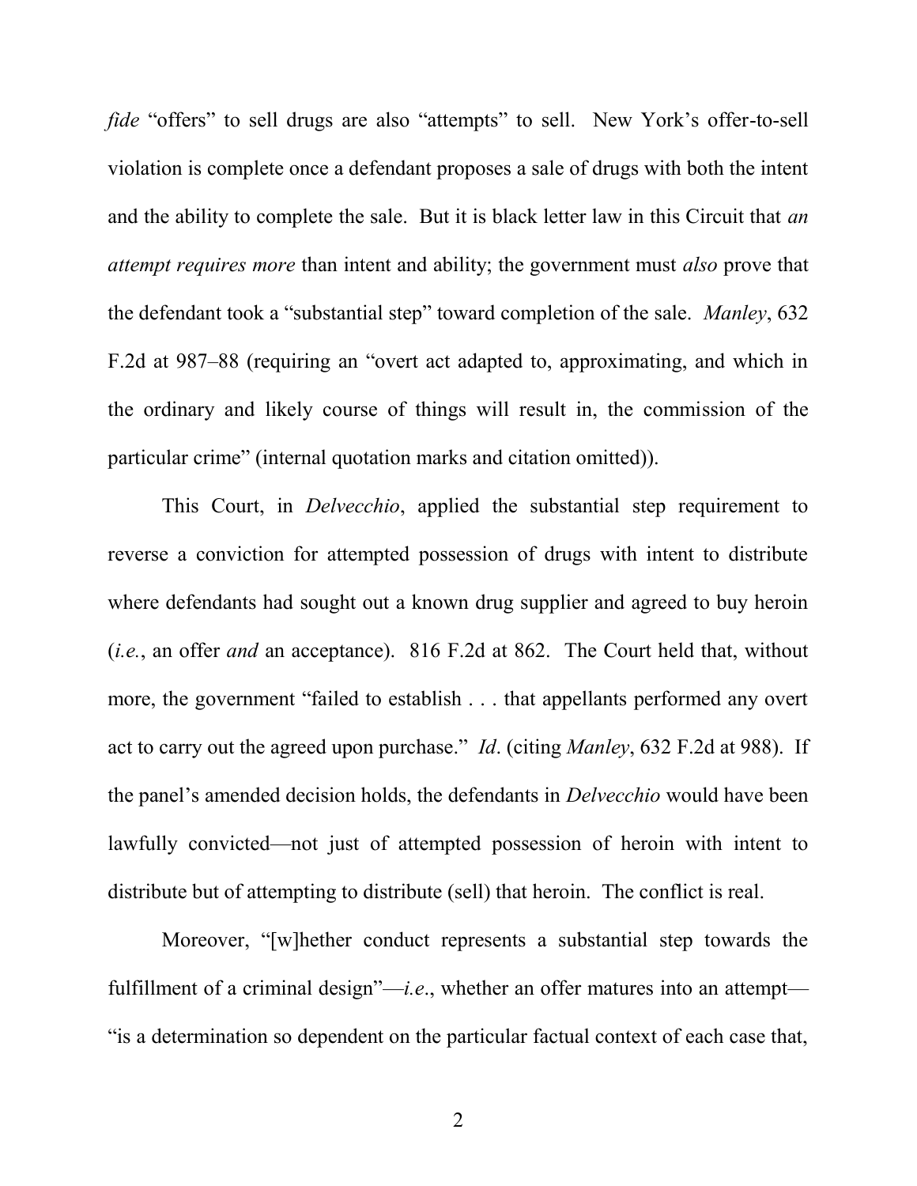*fide* “offers” to sell drugs are also “attempts” to sell. New York’s offer-to-sell violation is complete once a defendant proposes a sale of drugs with both the intent and the ability to complete the sale. But it is black letter law in this Circuit that *an attempt requires more* than intent and ability; the government must *also* prove that the defendant took a “substantial step” toward completion of the sale. *Manley*, 632 F.2d at 987–88 (requiring an “overt act adapted to, approximating, and which in the ordinary and likely course of things will result in, the commission of the particular crime” (internal quotation marks and citation omitted)).

This Court, in *Delvecchio*, applied the substantial step requirement to reverse a conviction for attempted possession of drugs with intent to distribute where defendants had sought out a known drug supplier and agreed to buy heroin (*i.e.*, an offer *and* an acceptance). 816 F.2d at 862. The Court held that, without more, the government “failed to establish . . . that appellants performed any overt act to carry out the agreed upon purchase.” *Id*. (citing *Manley*, 632 F.2d at 988). If the panel’s amended decision holds, the defendants in *Delvecchio* would have been lawfully convicted—not just of attempted possession of heroin with intent to distribute but of attempting to distribute (sell) that heroin. The conflict is real.

Moreover, “[w]hether conduct represents a substantial step towards the fulfillment of a criminal design”—*i.e*., whether an offer matures into an attempt—“is a determination so dependent on the particular factual context of each case that,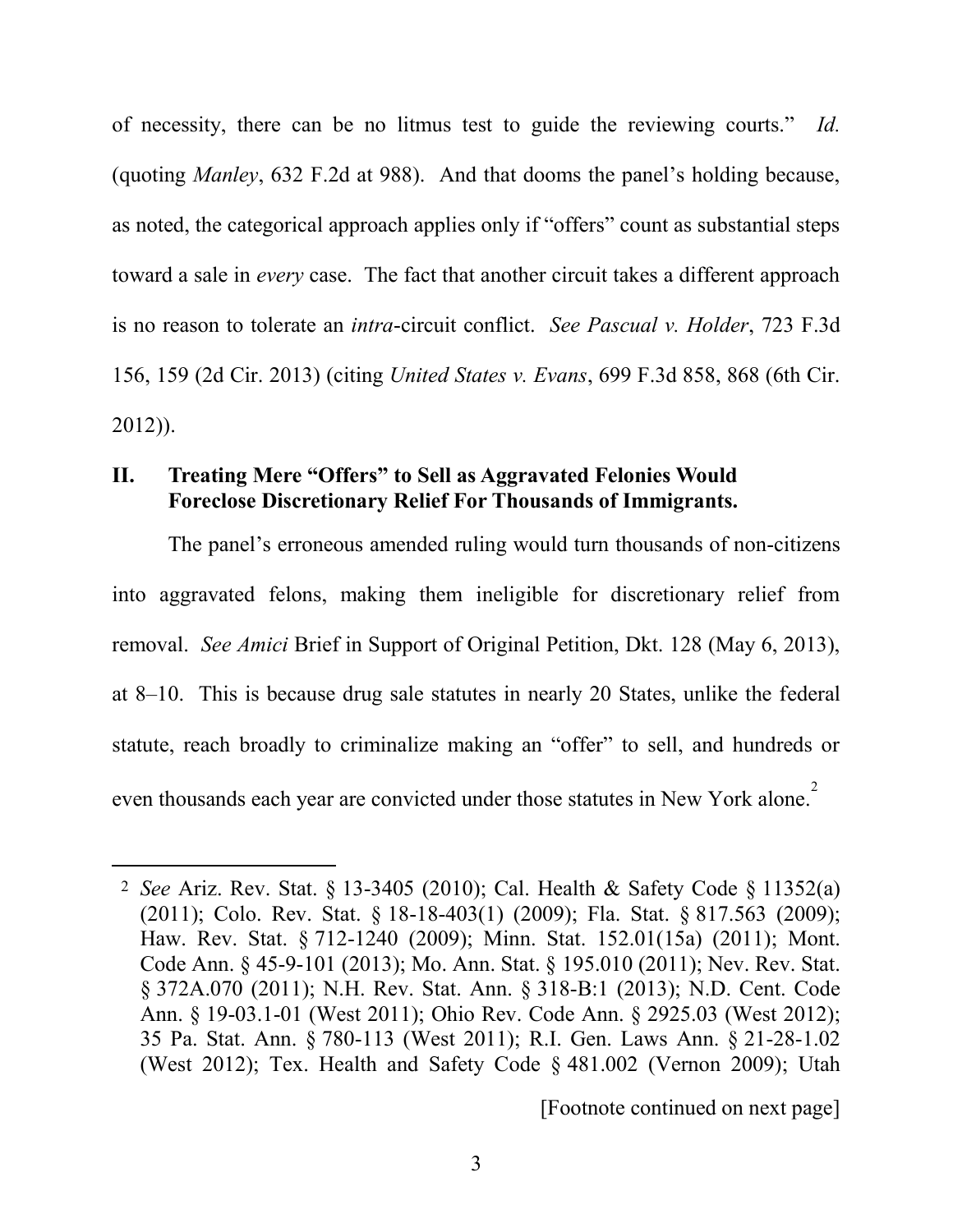of necessity, there can be no litmus test to guide the reviewing courts." *Id.* (quoting *Manley*, 632 F.2d at 988). And that dooms the panel's holding because, as noted, the categorical approach applies only if "offers" count as substantial steps toward a sale in *every* case. The fact that another circuit takes a different approach is no reason to tolerate an *intra*-circuit conflict. *See Pascual v. Holder*, 723 F.3d 156, 159 (2d Cir. 2013) (citing *United States v. Evans*, 699 F.3d 858, 868 (6th Cir. 2012)).

## II. Treating Mere "Offers" to Sell as Aggravated Felonies Would Foreclose Discretionary Relief For Thousands of Immigrants.

The panel's erroneous amended ruling would turn thousands of non-citizens into aggravated felons, making them ineligible for discretionary relief from removal. *See Amici* Brief in Support of Original Petition, Dkt. 128 (May 6, 2013), at 8–10. This is because drug sale statutes in nearly 20 States, unlike the federal statute, reach broadly to criminalize making an "offer" to sell, and hundreds or even thousands each year are convicted under those statutes in New York alone.[2]

---

[2] *See* Ariz. Rev. Stat. § 13-3405 (2010); Cal. Health & Safety Code § 11352(a) (2011); Colo. Rev. Stat. § 18-18-403(1) (2009); Fla. Stat. § 817.563 (2009); Haw. Rev. Stat. § 712-1240 (2009); Minn. Stat. 152.01(15a) (2011); Mont. Code Ann. § 45-9-101 (2013); Mo. Ann. Stat. § 195.010 (2011); Nev. Rev. Stat. § 372A.070 (2011); N.H. Rev. Stat. Ann. § 318-B:1 (2013); N.D. Cent. Code Ann. § 19-03.1-01 (West 2011); Ohio Rev. Code Ann. § 2925.03 (West 2012); 35 Pa. Stat. Ann. § 780-113 (West 2011); R.I. Gen. Laws Ann. § 21-28-1.02 (West 2012); Tex. Health and Safety Code § 481.002 (Vernon 2009); Utah

[Footnote continued on next page]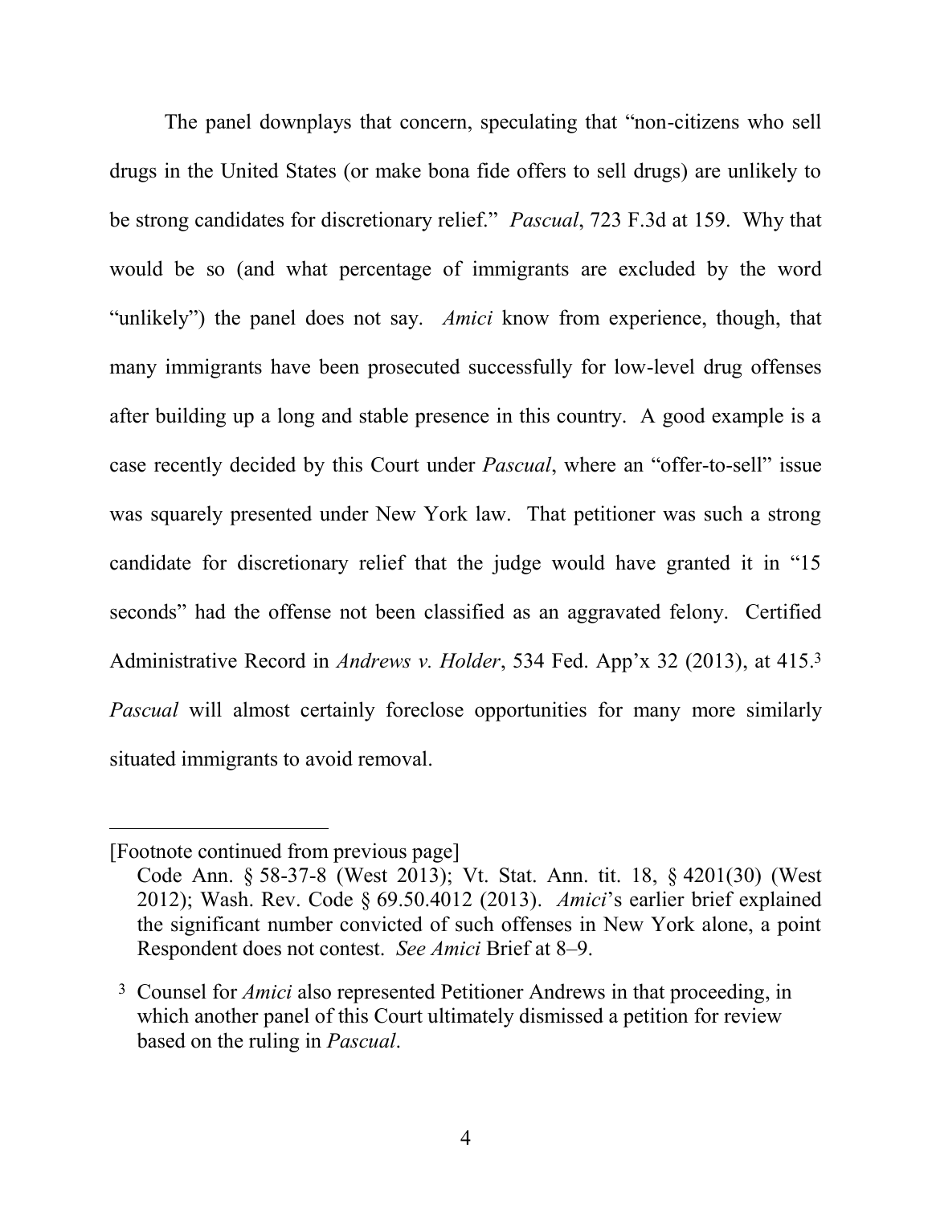The panel downplays that concern, speculating that "non-citizens who sell drugs in the United States (or make bona fide offers to sell drugs) are unlikely to be strong candidates for discretionary relief." *Pascual*, 723 F.3d at 159. Why that would be so (and what percentage of immigrants are excluded by the word "unlikely") the panel does not say. *Amici* know from experience, though, that many immigrants have been prosecuted successfully for low-level drug offenses after building up a long and stable presence in this country. A good example is a case recently decided by this Court under *Pascual*, where an "offer-to-sell" issue was squarely presented under New York law. That petitioner was such a strong candidate for discretionary relief that the judge would have granted it in "15 seconds" had the offense not been classified as an aggravated felony. Certified Administrative Record in *Andrews v. Holder*, 534 Fed. App'x 32 (2013), at 415.[3] *Pascual* will almost certainly foreclose opportunities for many more similarly situated immigrants to avoid removal.

---

[Footnote continued from previous page]

Code Ann. § 58-37-8 (West 2013); Vt. Stat. Ann. tit. 18, § 4201(30) (West 2012); Wash. Rev. Code § 69.50.4012 (2013). *Amici*'s earlier brief explained the significant number convicted of such offenses in New York alone, a point Respondent does not contest. *See Amici* Brief at 8–9.

[3] Counsel for *Amici* also represented Petitioner Andrews in that proceeding, in which another panel of this Court ultimately dismissed a petition for review based on the ruling in *Pascual*.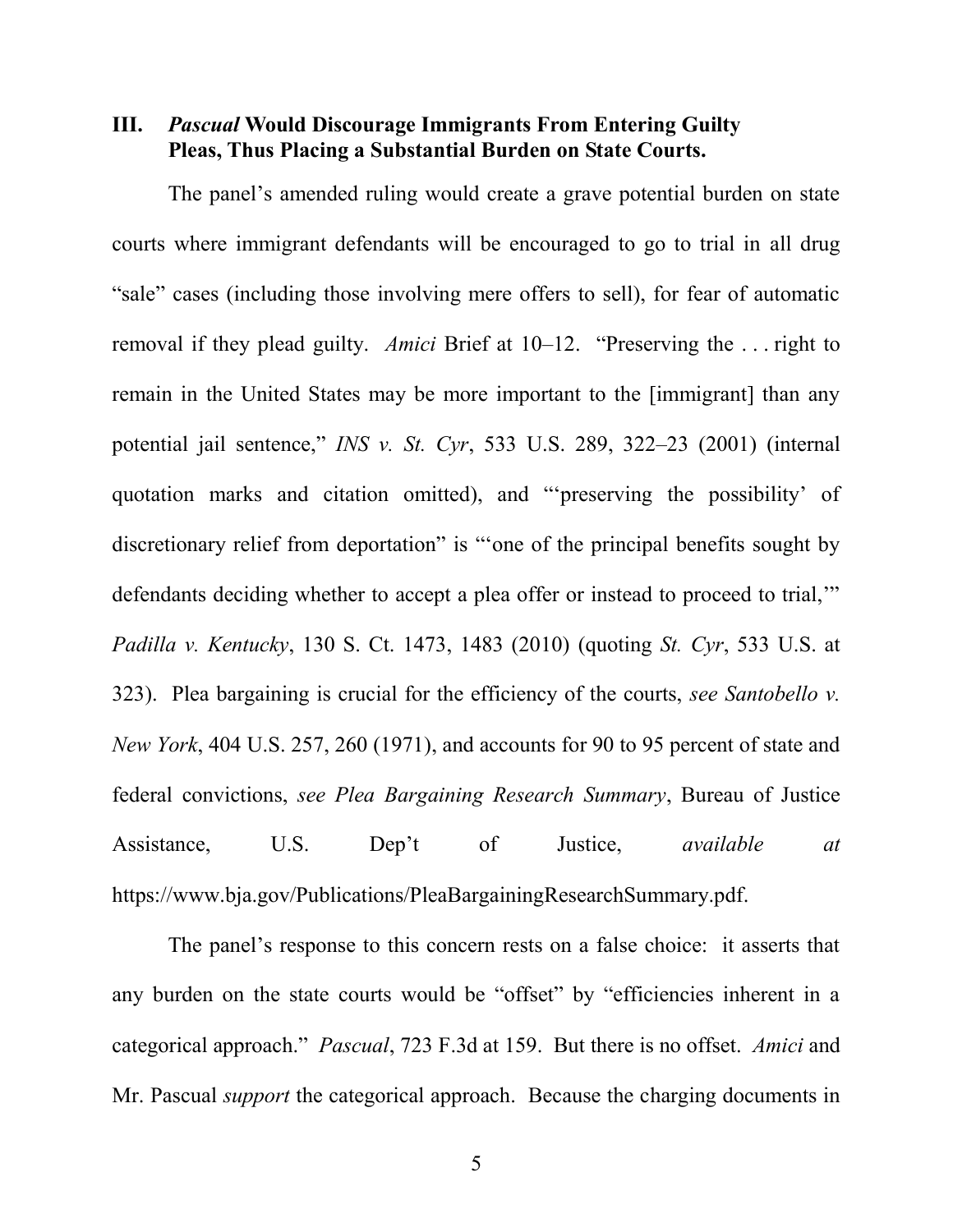### III. *Pascual* Would Discourage Immigrants From Entering Guilty Pleas, Thus Placing a Substantial Burden on State Courts.

The panel's amended ruling would create a grave potential burden on state courts where immigrant defendants will be encouraged to go to trial in all drug "sale" cases (including those involving mere offers to sell), for fear of automatic removal if they plead guilty. *Amici* Brief at 10–12. "Preserving the . . . right to remain in the United States may be more important to the [immigrant] than any potential jail sentence," *INS v. St. Cyr*, 533 U.S. 289, 322–23 (2001) (internal quotation marks and citation omitted), and "'preserving the possibility' of discretionary relief from deportation" is "'one of the principal benefits sought by defendants deciding whether to accept a plea offer or instead to proceed to trial,'" *Padilla v. Kentucky*, 130 S. Ct. 1473, 1483 (2010) (quoting *St. Cyr*, 533 U.S. at 323). Plea bargaining is crucial for the efficiency of the courts, *see Santobello v. New York*, 404 U.S. 257, 260 (1971), and accounts for 90 to 95 percent of state and federal convictions, *see Plea Bargaining Research Summary*, Bureau of Justice Assistance, U.S. Dep't of Justice, *available at* https://www.bja.gov/Publications/PleaBargainingResearchSummary.pdf.

The panel's response to this concern rests on a false choice: it asserts that any burden on the state courts would be "offset" by "efficiencies inherent in a categorical approach." *Pascual*, 723 F.3d at 159. But there is no offset. *Amici* and Mr. Pascual *support* the categorical approach. Because the charging documents in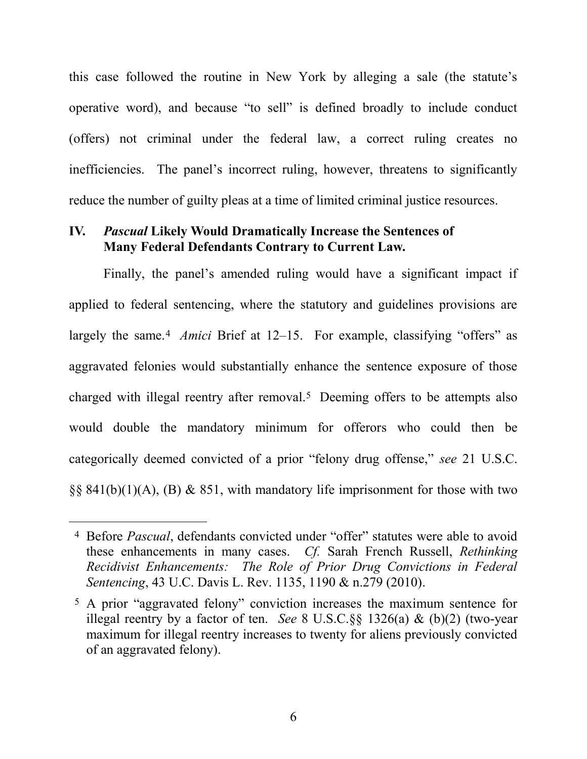this case followed the routine in New York by alleging a sale (the statute's operative word), and because "to sell" is defined broadly to include conduct (offers) not criminal under the federal law, a correct ruling creates no inefficiencies. The panel's incorrect ruling, however, threatens to significantly reduce the number of guilty pleas at a time of limited criminal justice resources.

## IV. *Pascual* Likely Would Dramatically Increase the Sentences of Many Federal Defendants Contrary to Current Law.

Finally, the panel's amended ruling would have a significant impact if applied to federal sentencing, where the statutory and guidelines provisions are largely the same.[4] *Amici* Brief at 12–15. For example, classifying "offers" as aggravated felonies would substantially enhance the sentence exposure of those charged with illegal reentry after removal.[5] Deeming offers to be attempts also would double the mandatory minimum for offerors who could then be categorically deemed convicted of a prior "felony drug offense," *see* 21 U.S.C. §§ 841(b)(1)(A), (B) & 851, with mandatory life imprisonment for those with two

---

[4] Before *Pascual*, defendants convicted under "offer" statutes were able to avoid these enhancements in many cases. *Cf.* Sarah French Russell, *Rethinking Recidivist Enhancements: The Role of Prior Drug Convictions in Federal Sentencing*, 43 U.C. Davis L. Rev. 1135, 1190 & n.279 (2010).

[5] A prior "aggravated felony" conviction increases the maximum sentence for illegal reentry by a factor of ten. *See* 8 U.S.C.§§ 1326(a) & (b)(2) (two-year maximum for illegal reentry increases to twenty for aliens previously convicted of an aggravated felony).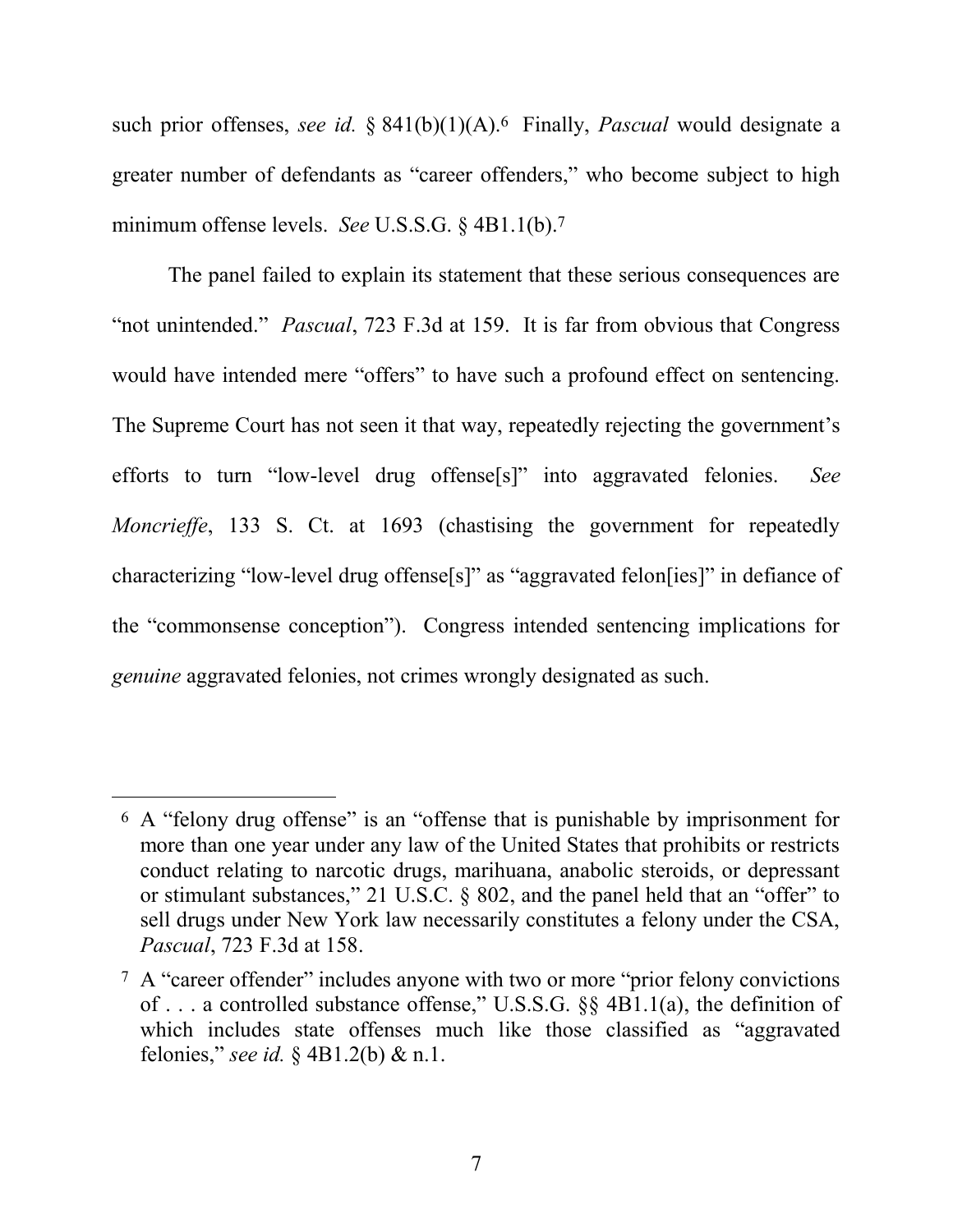such prior offenses, *see id.* § 841(b)(1)(A).[6] Finally, *Pascual* would designate a greater number of defendants as "career offenders," who become subject to high minimum offense levels. *See* U.S.S.G. § 4B1.1(b).[7]

The panel failed to explain its statement that these serious consequences are "not unintended." *Pascual*, 723 F.3d at 159. It is far from obvious that Congress would have intended mere "offers" to have such a profound effect on sentencing. The Supreme Court has not seen it that way, repeatedly rejecting the government's efforts to turn "low-level drug offense[s]" into aggravated felonies. *See Moncrieffe*, 133 S. Ct. at 1693 (chastising the government for repeatedly characterizing "low-level drug offense[s]" as "aggravated felon[ies]" in defiance of the "commonsense conception"). Congress intended sentencing implications for *genuine* aggravated felonies, not crimes wrongly designated as such.

---

[6] A "felony drug offense" is an "offense that is punishable by imprisonment for more than one year under any law of the United States that prohibits or restricts conduct relating to narcotic drugs, marihuana, anabolic steroids, or depressant or stimulant substances," 21 U.S.C. § 802, and the panel held that an "offer" to sell drugs under New York law necessarily constitutes a felony under the CSA, *Pascual*, 723 F.3d at 158.

[7] A "career offender" includes anyone with two or more "prior felony convictions of . . . a controlled substance offense," U.S.S.G. §§ 4B1.1(a), the definition of which includes state offenses much like those classified as "aggravated felonies," *see id.* § 4B1.2(b) & n.1.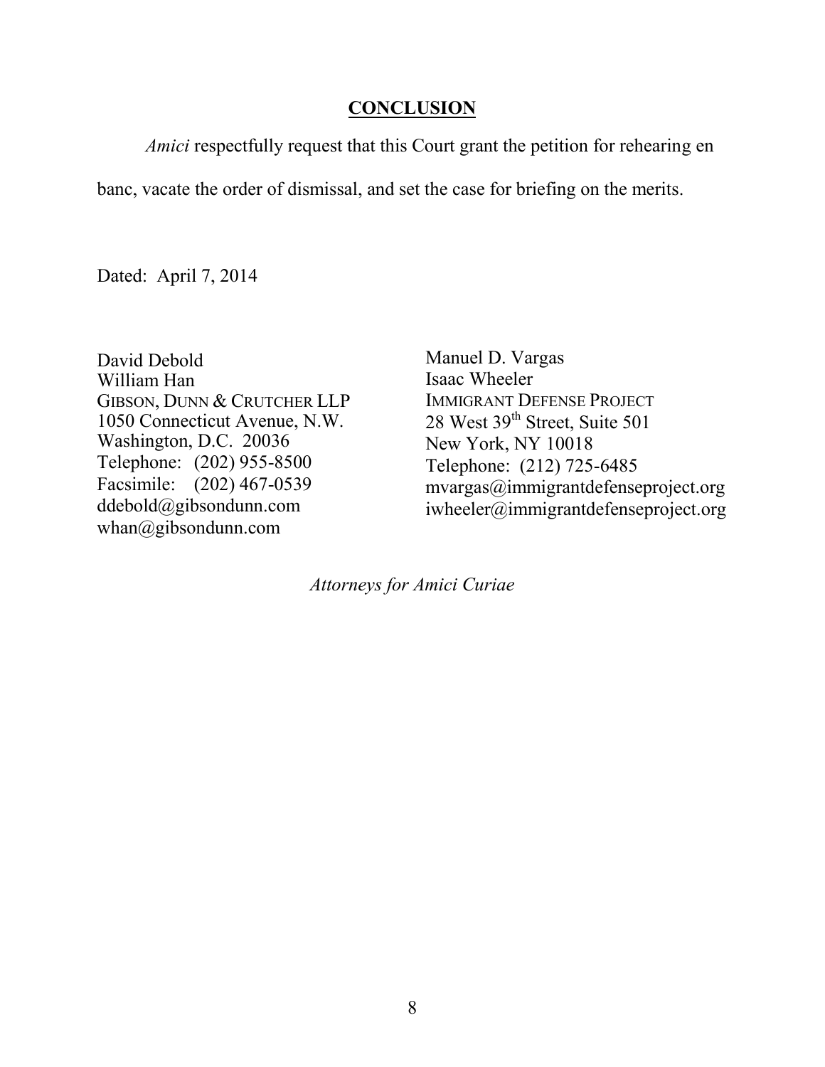## CONCLUSION

*Amici* respectfully request that this Court grant the petition for rehearing en banc, vacate the order of dismissal, and set the case for briefing on the merits.

Dated: April 7, 2014

David Debold
William Han
GIBSON, DUNN & CRUTCHER LLP
1050 Connecticut Avenue, N.W.
Washington, D.C. 20036
Telephone: (202) 955-8500
Facsimile: (202) 467-0539
ddebold@gibsondunn.com
whan@gibsondunn.com

Manuel D. Vargas
Isaac Wheeler
IMMIGRANT DEFENSE PROJECT
28 West 39th Street, Suite 501
New York, NY 10018
Telephone: (212) 725-6485
mvargas@immigrantdefenseproject.org
iwheeler@immigrantdefenseproject.org

*Attorneys for Amici Curiae*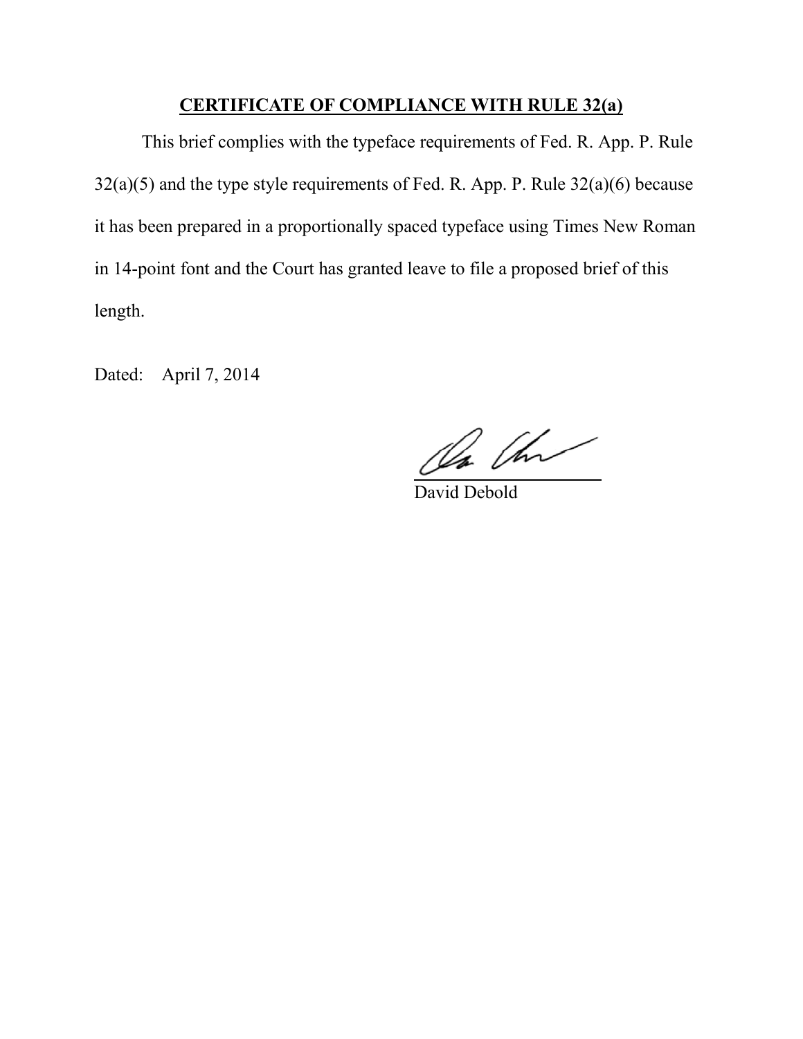## CERTIFICATE OF COMPLIANCE WITH RULE 32(a)

This brief complies with the typeface requirements of Fed. R. App. P. Rule 32(a)(5) and the type style requirements of Fed. R. App. P. Rule 32(a)(6) because it has been prepared in a proportionally spaced typeface using Times New Roman in 14-point font and the Court has granted leave to file a proposed brief of this length.

Dated: April 7, 2014

David Debold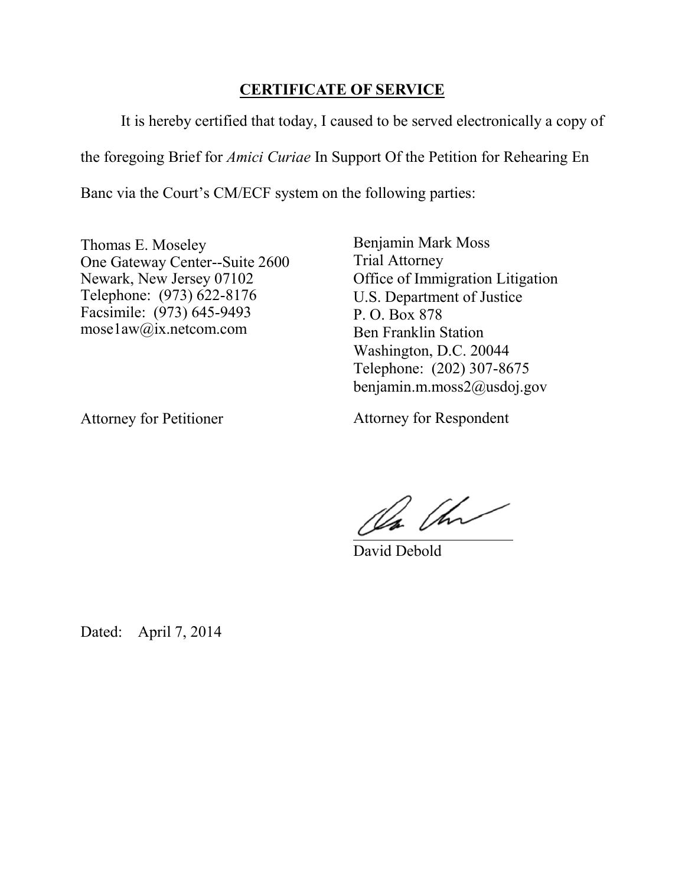## CERTIFICATE OF SERVICE

It is hereby certified that today, I caused to be served electronically a copy of the foregoing Brief for *Amici Curiae* In Support Of the Petition for Rehearing En Banc via the Court's CM/ECF system on the following parties:

Thomas E. Moseley
One Gateway Center--Suite 2600
Newark, New Jersey 07102
Telephone: (973) 622-8176
Facsimile: (973) 645-9493
mose1aw@ix.netcom.com

Attorney for Petitioner

Benjamin Mark Moss
Trial Attorney
Office of Immigration Litigation
U.S. Department of Justice
P. O. Box 878
Ben Franklin Station
Washington, D.C. 20044
Telephone: (202) 307-8675
benjamin.m.moss2@usdoj.gov

Attorney for Respondent

David Debold

Dated: April 7, 2014